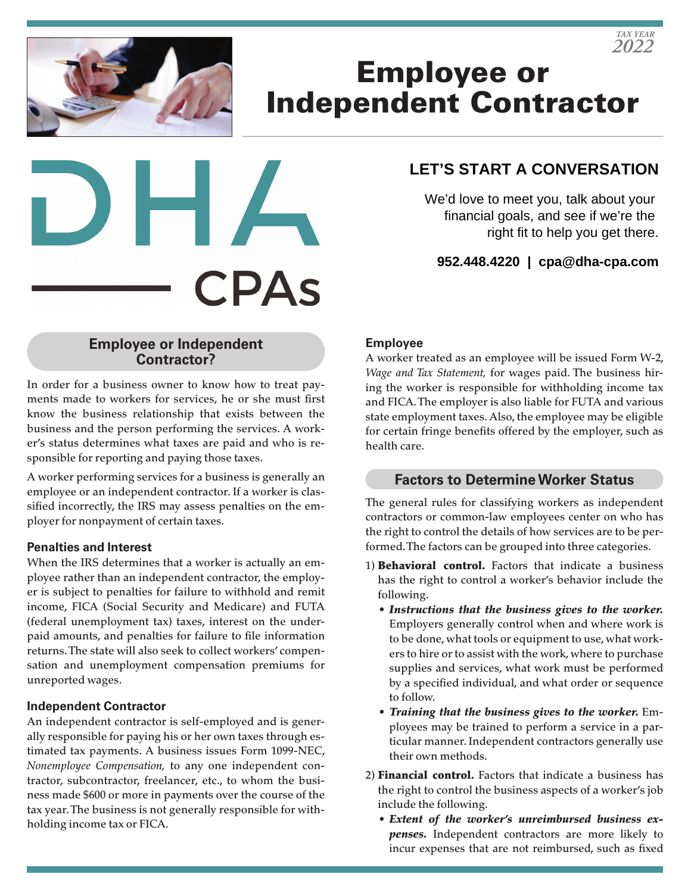TAX YEAR 2022

# Employee or Independent Contractor

DHA CPAs

## LET'S START A CONVERSATION

We'd love to meet you, talk about your financial goals, and see if we're the right fit to help you get there.

**952.448.4220 | cpa@dha-cpa.com**

## Employee or Independent Contractor?

In order for a business owner to know how to treat payments made to workers for services, he or she must first know the business relationship that exists between the business and the person performing the services. A worker's status determines what taxes are paid and who is responsible for reporting and paying those taxes.

A worker performing services for a business is generally an employee or an independent contractor. If a worker is classified incorrectly, the IRS may assess penalties on the employer for nonpayment of certain taxes.

### Penalties and Interest

When the IRS determines that a worker is actually an employee rather than an independent contractor, the employer is subject to penalties for failure to withhold and remit income, FICA (Social Security and Medicare) and FUTA (federal unemployment tax) taxes, interest on the underpaid amounts, and penalties for failure to file information returns. The state will also seek to collect workers' compensation and unemployment compensation premiums for unreported wages.

### Independent Contractor

An independent contractor is self-employed and is generally responsible for paying his or her own taxes through estimated tax payments. A business issues Form 1099-NEC, *Nonemployee Compensation,* to any one independent contractor, subcontractor, freelancer, etc., to whom the business made $600 or more in payments over the course of the tax year. The business is not generally responsible for withholding income tax or FICA.

### Employee

A worker treated as an employee will be issued Form W-2, *Wage and Tax Statement,* for wages paid. The business hiring the worker is responsible for withholding income tax and FICA. The employer is also liable for FUTA and various state employment taxes. Also, the employee may be eligible for certain fringe benefits offered by the employer, such as health care.

## Factors to Determine Worker Status

The general rules for classifying workers as independent contractors or common-law employees center on who has the right to control the details of how services are to be performed. The factors can be grouped into three categories.

1) **Behavioral control.** Factors that indicate a business has the right to control a worker's behavior include the following.
   - ***Instructions that the business gives to the worker.*** Employers generally control when and where work is to be done, what tools or equipment to use, what workers to hire or to assist with the work, where to purchase supplies and services, what work must be performed by a specified individual, and what order or sequence to follow.
   - ***Training that the business gives to the worker.*** Employees may be trained to perform a service in a particular manner. Independent contractors generally use their own methods.
2) **Financial control.** Factors that indicate a business has the right to control the business aspects of a worker's job include the following.
   - ***Extent of the worker's unreimbursed business expenses.*** Independent contractors are more likely to incur expenses that are not reimbursed, such as fixed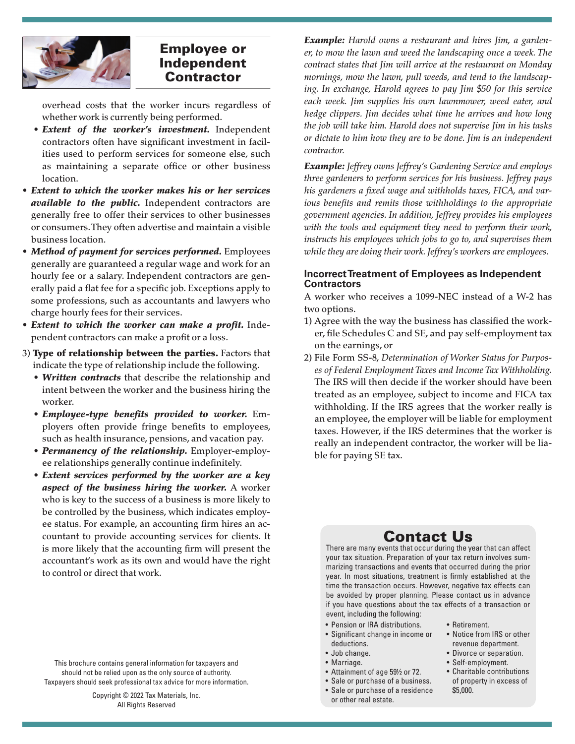# Employee or Independent Contractor

overhead costs that the worker incurs regardless of whether work is currently being performed.

- ***Extent of the worker's investment.*** Independent contractors often have significant investment in facilities used to perform services for someone else, such as maintaining a separate office or other business location.

- ***Extent to which the worker makes his or her services available to the public.*** Independent contractors are generally free to offer their services to other businesses or consumers. They often advertise and maintain a visible business location.
- ***Method of payment for services performed.*** Employees generally are guaranteed a regular wage and work for an hourly fee or a salary. Independent contractors are generally paid a flat fee for a specific job. Exceptions apply to some professions, such as accountants and lawyers who charge hourly fees for their services.
- ***Extent to which the worker can make a profit.*** Independent contractors can make a profit or a loss.

3) **Type of relationship between the parties.** Factors that indicate the type of relationship include the following.
   - ***Written contracts*** that describe the relationship and intent between the worker and the business hiring the worker.
   - ***Employee-type benefits provided to worker.*** Employers often provide fringe benefits to employees, such as health insurance, pensions, and vacation pay.
   - ***Permanency of the relationship.*** Employer-employee relationships generally continue indefinitely.
   - ***Extent services performed by the worker are a key aspect of the business hiring the worker.*** A worker who is key to the success of a business is more likely to be controlled by the business, which indicates employee status. For example, an accounting firm hires an accountant to provide accounting services for clients. It is more likely that the accounting firm will present the accountant's work as its own and would have the right to control or direct that work.

***Example:*** *Harold owns a restaurant and hires Jim, a gardener, to mow the lawn and weed the landscaping once a week. The contract states that Jim will arrive at the restaurant on Monday mornings, mow the lawn, pull weeds, and tend to the landscaping. In exchange, Harold agrees to pay Jim $50 for this service each week. Jim supplies his own lawnmower, weed eater, and hedge clippers. Jim decides what time he arrives and how long the job will take him. Harold does not supervise Jim in his tasks or dictate to him how they are to be done. Jim is an independent contractor.*

***Example:*** *Jeffrey owns Jeffrey's Gardening Service and employs three gardeners to perform services for his business. Jeffrey pays his gardeners a fixed wage and withholds taxes, FICA, and various benefits and remits those withholdings to the appropriate government agencies. In addition, Jeffrey provides his employees with the tools and equipment they need to perform their work, instructs his employees which jobs to go to, and supervises them while they are doing their work. Jeffrey's workers are employees.*

### Incorrect Treatment of Employees as Independent Contractors

A worker who receives a 1099-NEC instead of a W-2 has two options.

1) Agree with the way the business has classified the worker, file Schedules C and SE, and pay self-employment tax on the earnings, or
2) File Form SS-8, *Determination of Worker Status for Purposes of Federal Employment Taxes and Income Tax Withholding.* The IRS will then decide if the worker should have been treated as an employee, subject to income and FICA tax withholding. If the IRS agrees that the worker really is an employee, the employer will be liable for employment taxes. However, if the IRS determines that the worker is really an independent contractor, the worker will be liable for paying SE tax.

## Contact Us

There are many events that occur during the year that can affect your tax situation. Preparation of your tax return involves summarizing transactions and events that occurred during the prior year. In most situations, treatment is firmly established at the time the transaction occurs. However, negative tax effects can be avoided by proper planning. Please contact us in advance if you have questions about the tax effects of a transaction or event, including the following:

- Pension or IRA distributions.
- Significant change in income or deductions.
- Job change.
- Marriage.
- Attainment of age 59½ or 72.
- Sale or purchase of a business.
- Sale or purchase of a residence or other real estate.
- Retirement.
- Notice from IRS or other revenue department.
- Divorce or separation.
- Self-employment.
- Charitable contributions of property in excess of $5,000.

This brochure contains general information for taxpayers and should not be relied upon as the only source of authority. Taxpayers should seek professional tax advice for more information.

Copyright © 2022 Tax Materials, Inc.
All Rights Reserved